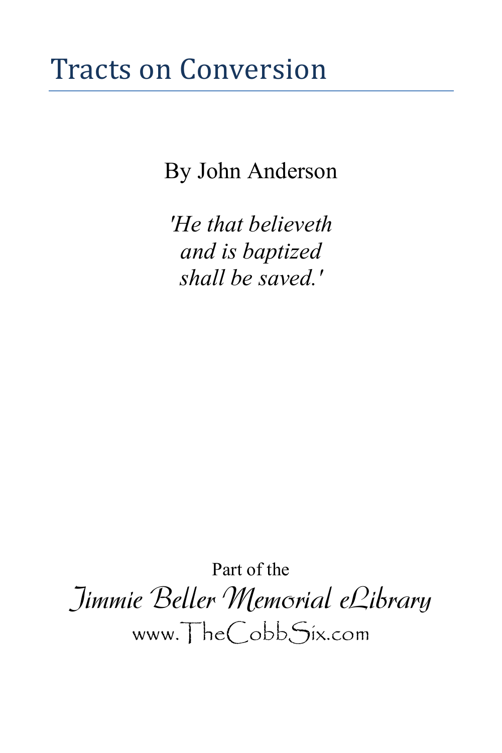# Tracts on Conversion

By John Anderson

*'He that believeth*
*and is baptized*
*shall be saved.'*

Part of the

*Jimmie Beller Memorial eLibrary*

www.TheCobbSix.com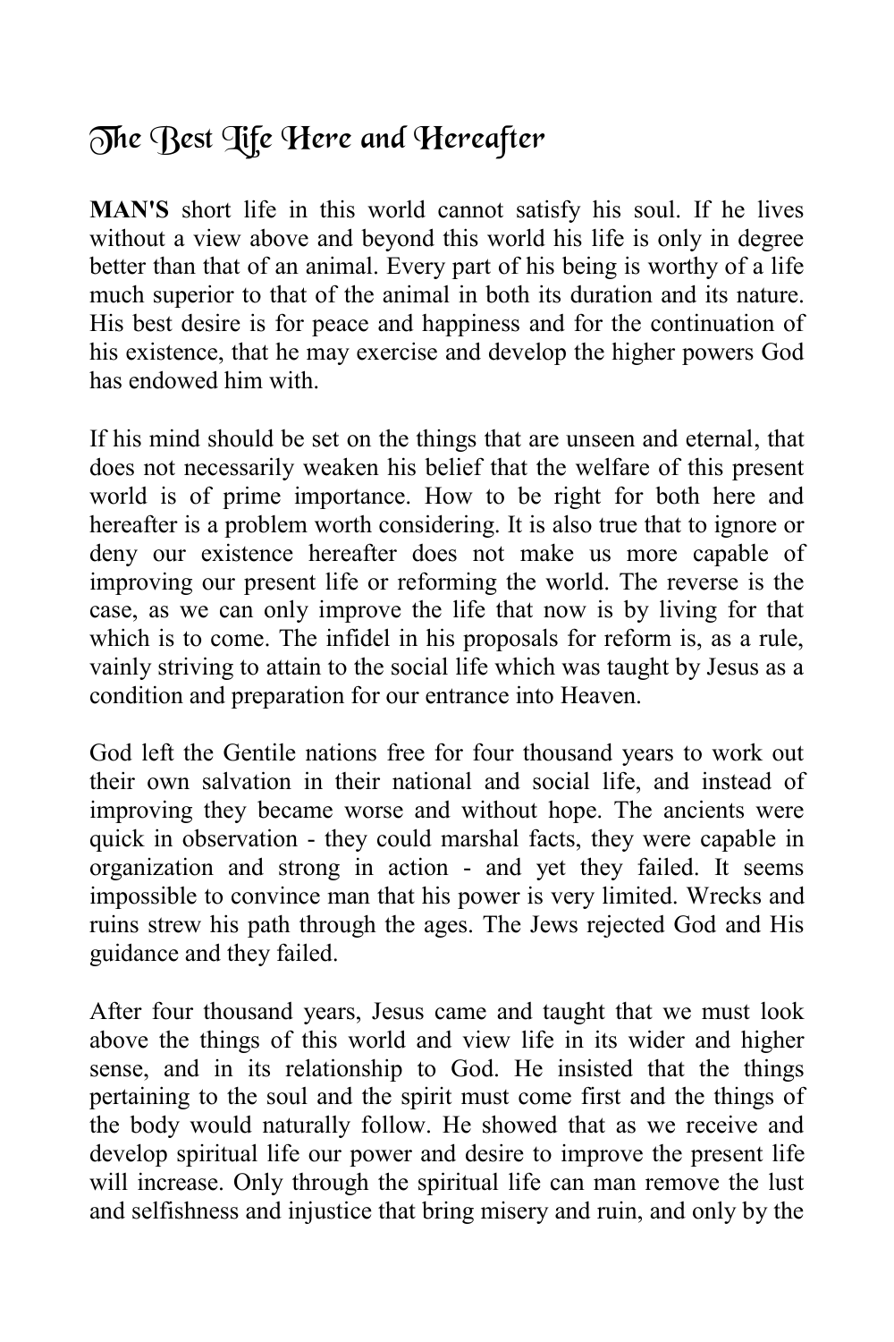# The Best Life Here and Hereafter

**MAN'S** short life in this world cannot satisfy his soul. If he lives without a view above and beyond this world his life is only in degree better than that of an animal. Every part of his being is worthy of a life much superior to that of the animal in both its duration and its nature. His best desire is for peace and happiness and for the continuation of his existence, that he may exercise and develop the higher powers God has endowed him with.

If his mind should be set on the things that are unseen and eternal, that does not necessarily weaken his belief that the welfare of this present world is of prime importance. How to be right for both here and hereafter is a problem worth considering. It is also true that to ignore or deny our existence hereafter does not make us more capable of improving our present life or reforming the world. The reverse is the case, as we can only improve the life that now is by living for that which is to come. The infidel in his proposals for reform is, as a rule, vainly striving to attain to the social life which was taught by Jesus as a condition and preparation for our entrance into Heaven.

God left the Gentile nations free for four thousand years to work out their own salvation in their national and social life, and instead of improving they became worse and without hope. The ancients were quick in observation - they could marshal facts, they were capable in organization and strong in action - and yet they failed. It seems impossible to convince man that his power is very limited. Wrecks and ruins strew his path through the ages. The Jews rejected God and His guidance and they failed.

After four thousand years, Jesus came and taught that we must look above the things of this world and view life in its wider and higher sense, and in its relationship to God. He insisted that the things pertaining to the soul and the spirit must come first and the things of the body would naturally follow. He showed that as we receive and develop spiritual life our power and desire to improve the present life will increase. Only through the spiritual life can man remove the lust and selfishness and injustice that bring misery and ruin, and only by the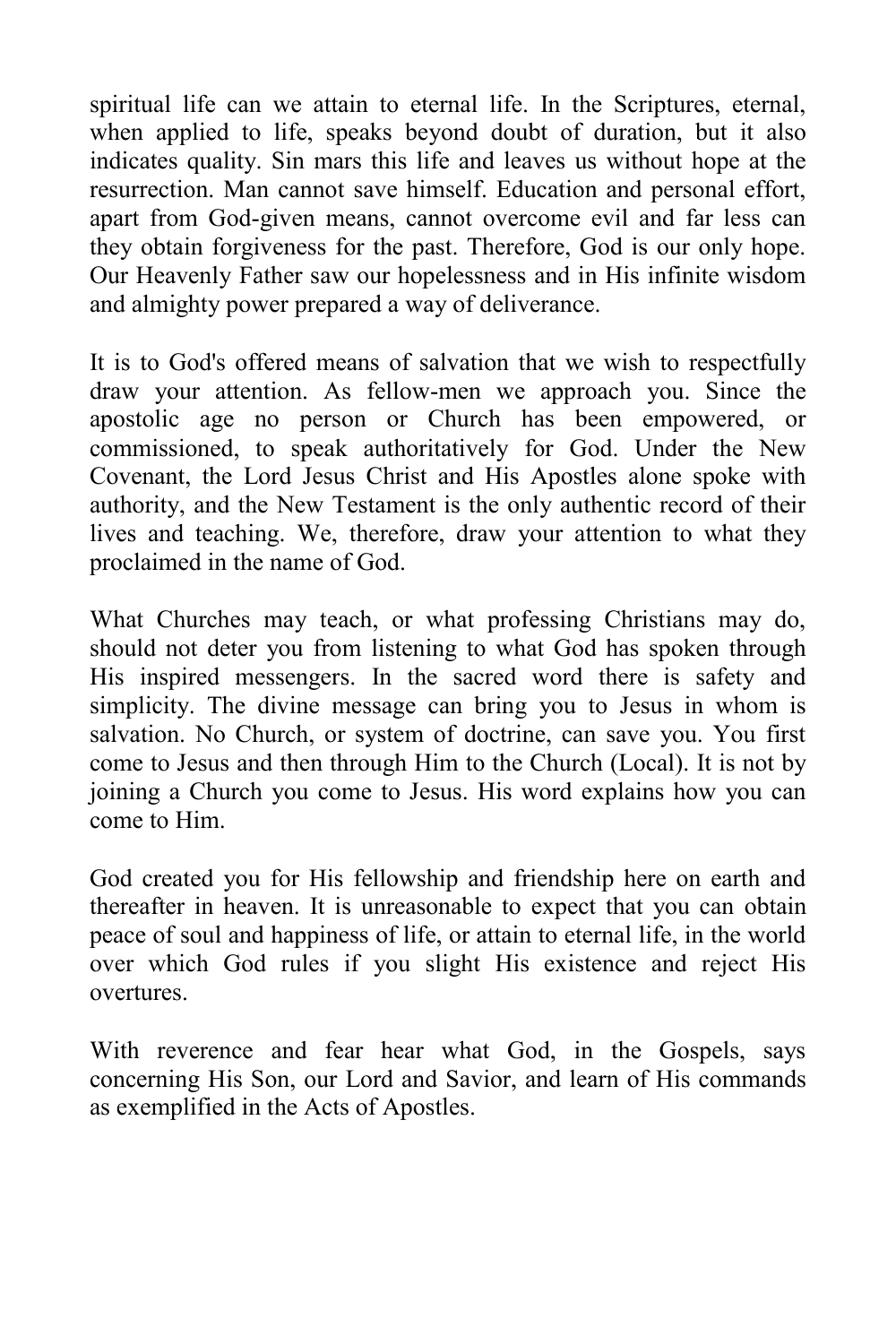spiritual life can we attain to eternal life. In the Scriptures, eternal, when applied to life, speaks beyond doubt of duration, but it also indicates quality. Sin mars this life and leaves us without hope at the resurrection. Man cannot save himself. Education and personal effort, apart from God-given means, cannot overcome evil and far less can they obtain forgiveness for the past. Therefore, God is our only hope. Our Heavenly Father saw our hopelessness and in His infinite wisdom and almighty power prepared a way of deliverance.

It is to God's offered means of salvation that we wish to respectfully draw your attention. As fellow-men we approach you. Since the apostolic age no person or Church has been empowered, or commissioned, to speak authoritatively for God. Under the New Covenant, the Lord Jesus Christ and His Apostles alone spoke with authority, and the New Testament is the only authentic record of their lives and teaching. We, therefore, draw your attention to what they proclaimed in the name of God.

What Churches may teach, or what professing Christians may do, should not deter you from listening to what God has spoken through His inspired messengers. In the sacred word there is safety and simplicity. The divine message can bring you to Jesus in whom is salvation. No Church, or system of doctrine, can save you. You first come to Jesus and then through Him to the Church (Local). It is not by joining a Church you come to Jesus. His word explains how you can come to Him.

God created you for His fellowship and friendship here on earth and thereafter in heaven. It is unreasonable to expect that you can obtain peace of soul and happiness of life, or attain to eternal life, in the world over which God rules if you slight His existence and reject His overtures.

With reverence and fear hear what God, in the Gospels, says concerning His Son, our Lord and Savior, and learn of His commands as exemplified in the Acts of Apostles.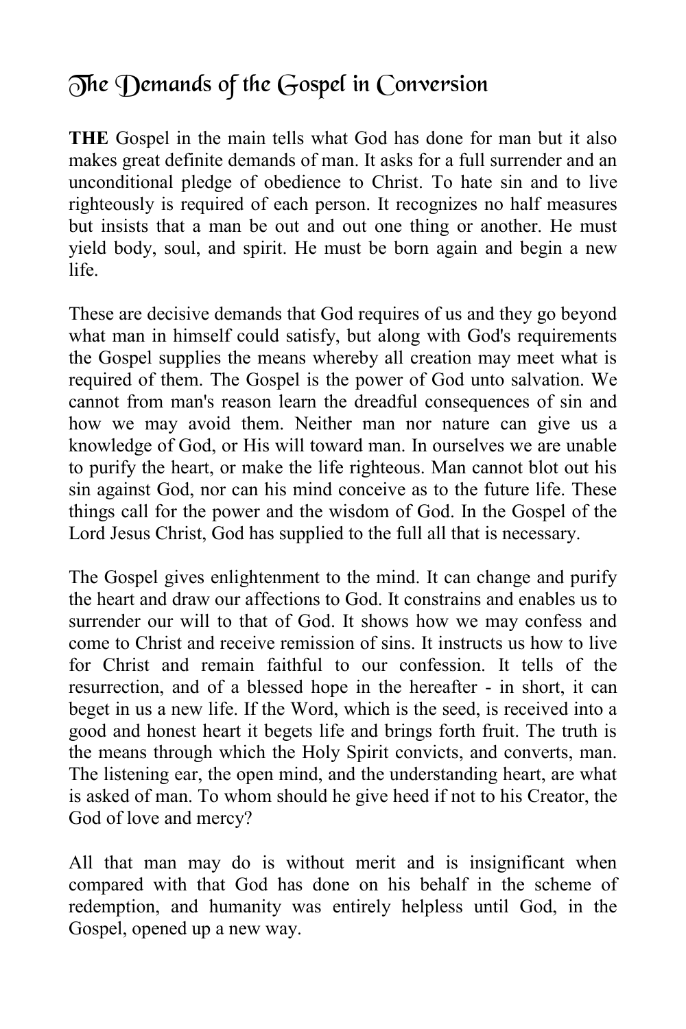## The Demands of the Gospel in Conversion

**THE** Gospel in the main tells what God has done for man but it also makes great definite demands of man. It asks for a full surrender and an unconditional pledge of obedience to Christ. To hate sin and to live righteously is required of each person. It recognizes no half measures but insists that a man be out and out one thing or another. He must yield body, soul, and spirit. He must be born again and begin a new life.

These are decisive demands that God requires of us and they go beyond what man in himself could satisfy, but along with God's requirements the Gospel supplies the means whereby all creation may meet what is required of them. The Gospel is the power of God unto salvation. We cannot from man's reason learn the dreadful consequences of sin and how we may avoid them. Neither man nor nature can give us a knowledge of God, or His will toward man. In ourselves we are unable to purify the heart, or make the life righteous. Man cannot blot out his sin against God, nor can his mind conceive as to the future life. These things call for the power and the wisdom of God. In the Gospel of the Lord Jesus Christ, God has supplied to the full all that is necessary.

The Gospel gives enlightenment to the mind. It can change and purify the heart and draw our affections to God. It constrains and enables us to surrender our will to that of God. It shows how we may confess and come to Christ and receive remission of sins. It instructs us how to live for Christ and remain faithful to our confession. It tells of the resurrection, and of a blessed hope in the hereafter - in short, it can beget in us a new life. If the Word, which is the seed, is received into a good and honest heart it begets life and brings forth fruit. The truth is the means through which the Holy Spirit convicts, and converts, man. The listening ear, the open mind, and the understanding heart, are what is asked of man. To whom should he give heed if not to his Creator, the God of love and mercy?

All that man may do is without merit and is insignificant when compared with that God has done on his behalf in the scheme of redemption, and humanity was entirely helpless until God, in the Gospel, opened up a new way.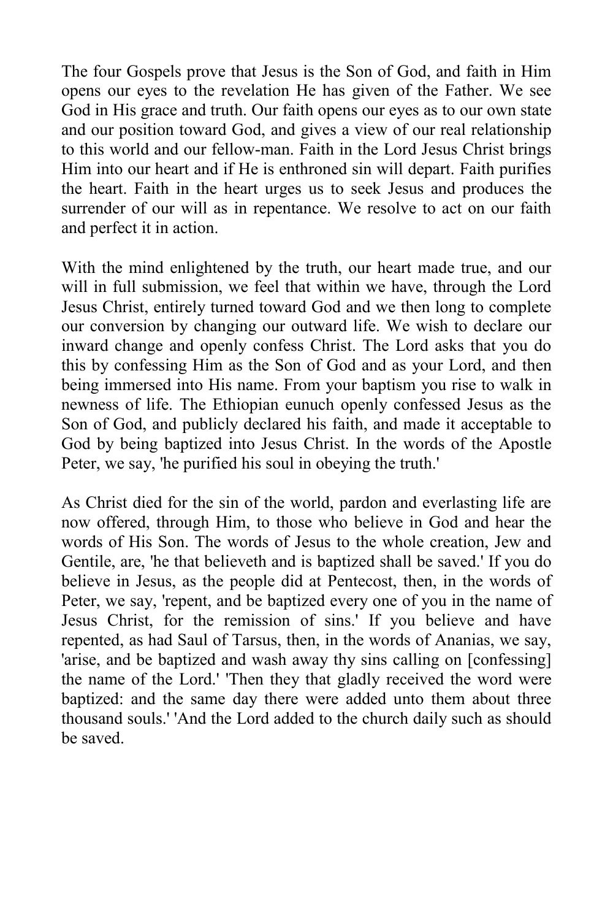The four Gospels prove that Jesus is the Son of God, and faith in Him opens our eyes to the revelation He has given of the Father. We see God in His grace and truth. Our faith opens our eyes as to our own state and our position toward God, and gives a view of our real relationship to this world and our fellow-man. Faith in the Lord Jesus Christ brings Him into our heart and if He is enthroned sin will depart. Faith purifies the heart. Faith in the heart urges us to seek Jesus and produces the surrender of our will as in repentance. We resolve to act on our faith and perfect it in action.

With the mind enlightened by the truth, our heart made true, and our will in full submission, we feel that within we have, through the Lord Jesus Christ, entirely turned toward God and we then long to complete our conversion by changing our outward life. We wish to declare our inward change and openly confess Christ. The Lord asks that you do this by confessing Him as the Son of God and as your Lord, and then being immersed into His name. From your baptism you rise to walk in newness of life. The Ethiopian eunuch openly confessed Jesus as the Son of God, and publicly declared his faith, and made it acceptable to God by being baptized into Jesus Christ. In the words of the Apostle Peter, we say, 'he purified his soul in obeying the truth.'

As Christ died for the sin of the world, pardon and everlasting life are now offered, through Him, to those who believe in God and hear the words of His Son. The words of Jesus to the whole creation, Jew and Gentile, are, 'he that believeth and is baptized shall be saved.' If you do believe in Jesus, as the people did at Pentecost, then, in the words of Peter, we say, 'repent, and be baptized every one of you in the name of Jesus Christ, for the remission of sins.' If you believe and have repented, as had Saul of Tarsus, then, in the words of Ananias, we say, 'arise, and be baptized and wash away thy sins calling on [confessing] the name of the Lord.' 'Then they that gladly received the word were baptized: and the same day there were added unto them about three thousand souls.' 'And the Lord added to the church daily such as should be saved.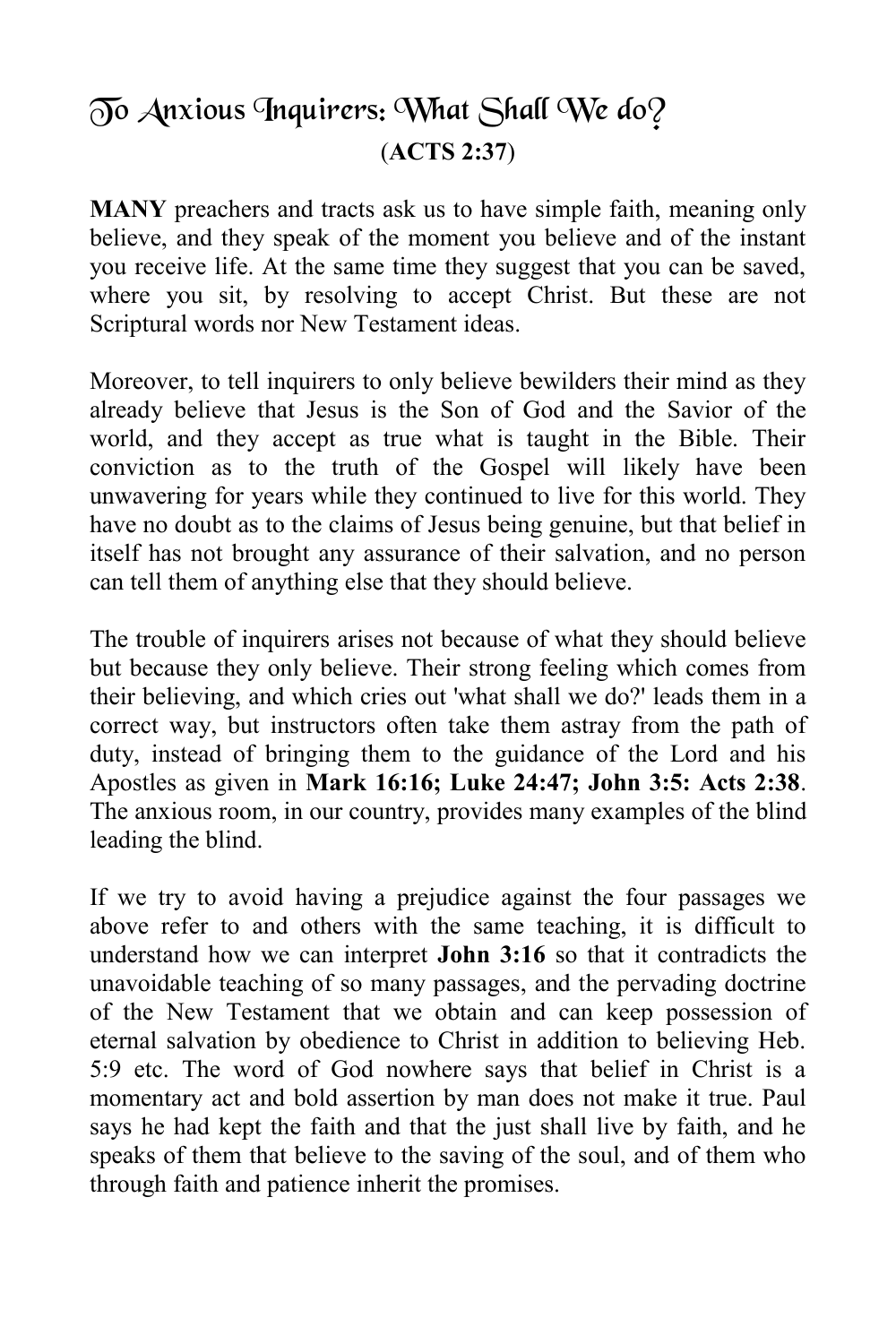## To Anxious Inquirers: What Shall We do?

**(ACTS 2:37)**

**MANY** preachers and tracts ask us to have simple faith, meaning only believe, and they speak of the moment you believe and of the instant you receive life. At the same time they suggest that you can be saved, where you sit, by resolving to accept Christ. But these are not Scriptural words nor New Testament ideas.

Moreover, to tell inquirers to only believe bewilders their mind as they already believe that Jesus is the Son of God and the Savior of the world, and they accept as true what is taught in the Bible. Their conviction as to the truth of the Gospel will likely have been unwavering for years while they continued to live for this world. They have no doubt as to the claims of Jesus being genuine, but that belief in itself has not brought any assurance of their salvation, and no person can tell them of anything else that they should believe.

The trouble of inquirers arises not because of what they should believe but because they only believe. Their strong feeling which comes from their believing, and which cries out 'what shall we do?' leads them in a correct way, but instructors often take them astray from the path of duty, instead of bringing them to the guidance of the Lord and his Apostles as given in **Mark 16:16; Luke 24:47; John 3:5: Acts 2:38**. The anxious room, in our country, provides many examples of the blind leading the blind.

If we try to avoid having a prejudice against the four passages we above refer to and others with the same teaching, it is difficult to understand how we can interpret **John 3:16** so that it contradicts the unavoidable teaching of so many passages, and the pervading doctrine of the New Testament that we obtain and can keep possession of eternal salvation by obedience to Christ in addition to believing Heb. 5:9 etc. The word of God nowhere says that belief in Christ is a momentary act and bold assertion by man does not make it true. Paul says he had kept the faith and that the just shall live by faith, and he speaks of them that believe to the saving of the soul, and of them who through faith and patience inherit the promises.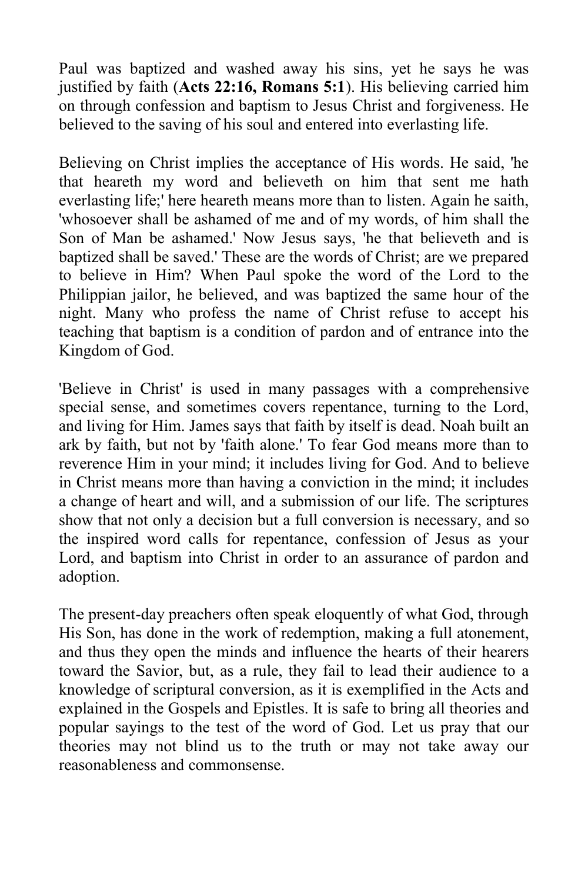Paul was baptized and washed away his sins, yet he says he was justified by faith (**Acts 22:16, Romans 5:1**). His believing carried him on through confession and baptism to Jesus Christ and forgiveness. He believed to the saving of his soul and entered into everlasting life.

Believing on Christ implies the acceptance of His words. He said, 'he that heareth my word and believeth on him that sent me hath everlasting life;' here heareth means more than to listen. Again he saith, 'whosoever shall be ashamed of me and of my words, of him shall the Son of Man be ashamed.' Now Jesus says, 'he that believeth and is baptized shall be saved.' These are the words of Christ; are we prepared to believe in Him? When Paul spoke the word of the Lord to the Philippian jailor, he believed, and was baptized the same hour of the night. Many who profess the name of Christ refuse to accept his teaching that baptism is a condition of pardon and of entrance into the Kingdom of God.

'Believe in Christ' is used in many passages with a comprehensive special sense, and sometimes covers repentance, turning to the Lord, and living for Him. James says that faith by itself is dead. Noah built an ark by faith, but not by 'faith alone.' To fear God means more than to reverence Him in your mind; it includes living for God. And to believe in Christ means more than having a conviction in the mind; it includes a change of heart and will, and a submission of our life. The scriptures show that not only a decision but a full conversion is necessary, and so the inspired word calls for repentance, confession of Jesus as your Lord, and baptism into Christ in order to an assurance of pardon and adoption.

The present-day preachers often speak eloquently of what God, through His Son, has done in the work of redemption, making a full atonement, and thus they open the minds and influence the hearts of their hearers toward the Savior, but, as a rule, they fail to lead their audience to a knowledge of scriptural conversion, as it is exemplified in the Acts and explained in the Gospels and Epistles. It is safe to bring all theories and popular sayings to the test of the word of God. Let us pray that our theories may not blind us to the truth or may not take away our reasonableness and commonsense.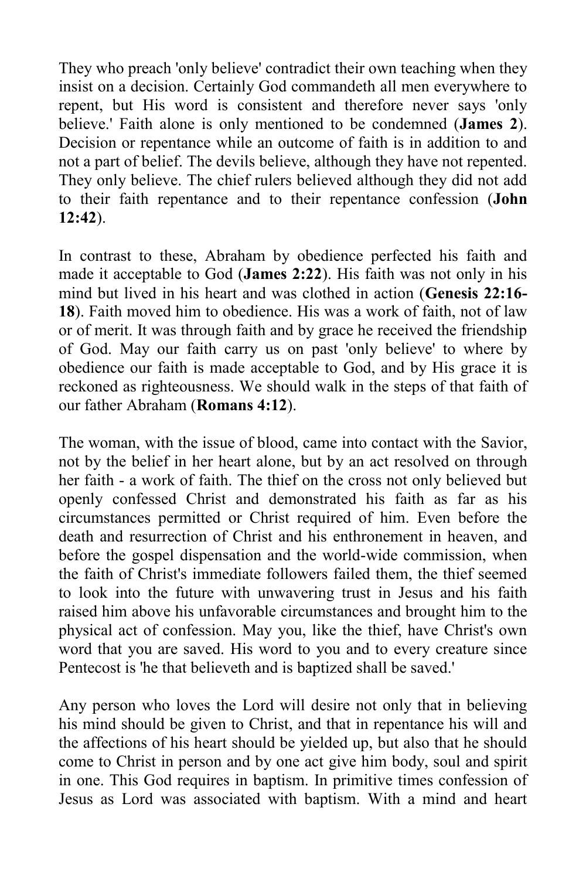They who preach 'only believe' contradict their own teaching when they insist on a decision. Certainly God commandeth all men everywhere to repent, but His word is consistent and therefore never says 'only believe.' Faith alone is only mentioned to be condemned (**James 2**). Decision or repentance while an outcome of faith is in addition to and not a part of belief. The devils believe, although they have not repented. They only believe. The chief rulers believed although they did not add to their faith repentance and to their repentance confession (**John 12:42**).

In contrast to these, Abraham by obedience perfected his faith and made it acceptable to God (**James 2:22**). His faith was not only in his mind but lived in his heart and was clothed in action (**Genesis 22:16-18**). Faith moved him to obedience. His was a work of faith, not of law or of merit. It was through faith and by grace he received the friendship of God. May our faith carry us on past 'only believe' to where by obedience our faith is made acceptable to God, and by His grace it is reckoned as righteousness. We should walk in the steps of that faith of our father Abraham (**Romans 4:12**).

The woman, with the issue of blood, came into contact with the Savior, not by the belief in her heart alone, but by an act resolved on through her faith - a work of faith. The thief on the cross not only believed but openly confessed Christ and demonstrated his faith as far as his circumstances permitted or Christ required of him. Even before the death and resurrection of Christ and his enthronement in heaven, and before the gospel dispensation and the world-wide commission, when the faith of Christ's immediate followers failed them, the thief seemed to look into the future with unwavering trust in Jesus and his faith raised him above his unfavorable circumstances and brought him to the physical act of confession. May you, like the thief, have Christ's own word that you are saved. His word to you and to every creature since Pentecost is 'he that believeth and is baptized shall be saved.'

Any person who loves the Lord will desire not only that in believing his mind should be given to Christ, and that in repentance his will and the affections of his heart should be yielded up, but also that he should come to Christ in person and by one act give him body, soul and spirit in one. This God requires in baptism. In primitive times confession of Jesus as Lord was associated with baptism. With a mind and heart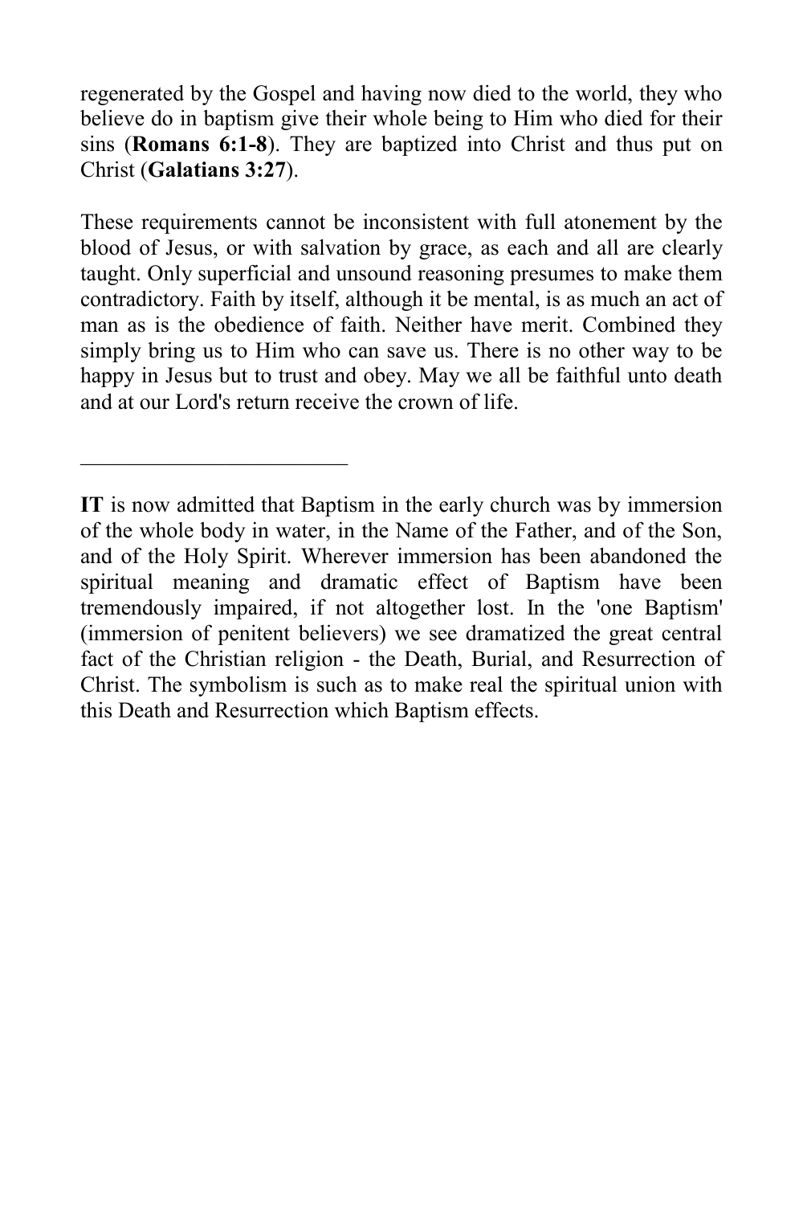regenerated by the Gospel and having now died to the world, they who believe do in baptism give their whole being to Him who died for their sins (**Romans 6:1-8**). They are baptized into Christ and thus put on Christ (**Galatians 3:27**).

These requirements cannot be inconsistent with full atonement by the blood of Jesus, or with salvation by grace, as each and all are clearly taught. Only superficial and unsound reasoning presumes to make them contradictory. Faith by itself, although it be mental, is as much an act of man as is the obedience of faith. Neither have merit. Combined they simply bring us to Him who can save us. There is no other way to be happy in Jesus but to trust and obey. May we all be faithful unto death and at our Lord's return receive the crown of life.

---

**IT** is now admitted that Baptism in the early church was by immersion of the whole body in water, in the Name of the Father, and of the Son, and of the Holy Spirit. Wherever immersion has been abandoned the spiritual meaning and dramatic effect of Baptism have been tremendously impaired, if not altogether lost. In the 'one Baptism' (immersion of penitent believers) we see dramatized the great central fact of the Christian religion - the Death, Burial, and Resurrection of Christ. The symbolism is such as to make real the spiritual union with this Death and Resurrection which Baptism effects.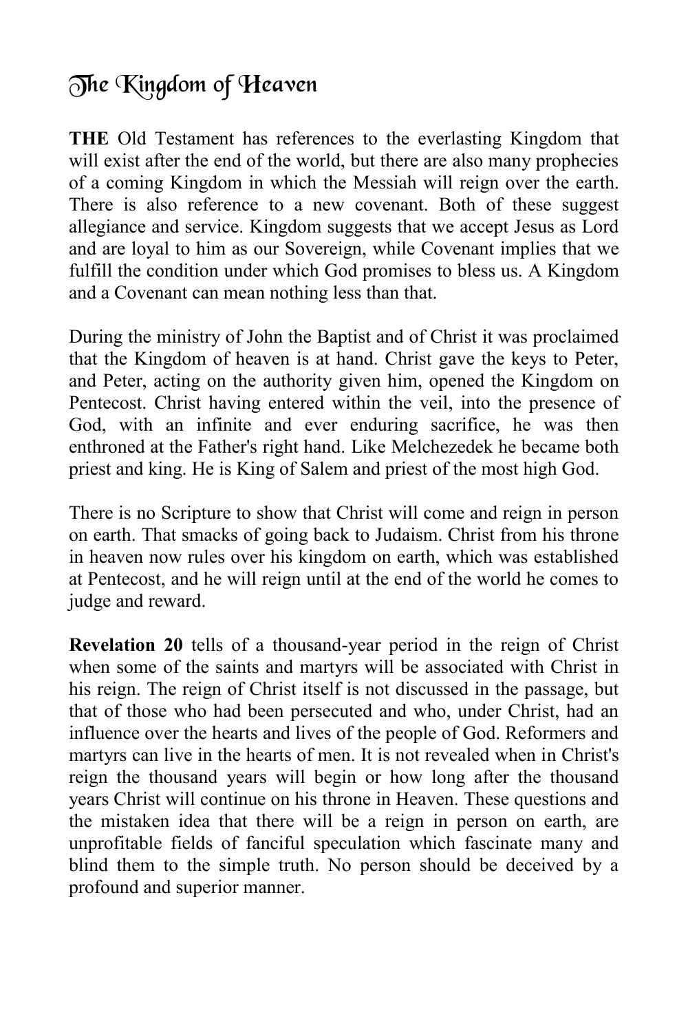# The Kingdom of Heaven

**THE** Old Testament has references to the everlasting Kingdom that will exist after the end of the world, but there are also many prophecies of a coming Kingdom in which the Messiah will reign over the earth. There is also reference to a new covenant. Both of these suggest allegiance and service. Kingdom suggests that we accept Jesus as Lord and are loyal to him as our Sovereign, while Covenant implies that we fulfill the condition under which God promises to bless us. A Kingdom and a Covenant can mean nothing less than that.

During the ministry of John the Baptist and of Christ it was proclaimed that the Kingdom of heaven is at hand. Christ gave the keys to Peter, and Peter, acting on the authority given him, opened the Kingdom on Pentecost. Christ having entered within the veil, into the presence of God, with an infinite and ever enduring sacrifice, he was then enthroned at the Father's right hand. Like Melchezedek he became both priest and king. He is King of Salem and priest of the most high God.

There is no Scripture to show that Christ will come and reign in person on earth. That smacks of going back to Judaism. Christ from his throne in heaven now rules over his kingdom on earth, which was established at Pentecost, and he will reign until at the end of the world he comes to judge and reward.

**Revelation 20** tells of a thousand-year period in the reign of Christ when some of the saints and martyrs will be associated with Christ in his reign. The reign of Christ itself is not discussed in the passage, but that of those who had been persecuted and who, under Christ, had an influence over the hearts and lives of the people of God. Reformers and martyrs can live in the hearts of men. It is not revealed when in Christ's reign the thousand years will begin or how long after the thousand years Christ will continue on his throne in Heaven. These questions and the mistaken idea that there will be a reign in person on earth, are unprofitable fields of fanciful speculation which fascinate many and blind them to the simple truth. No person should be deceived by a profound and superior manner.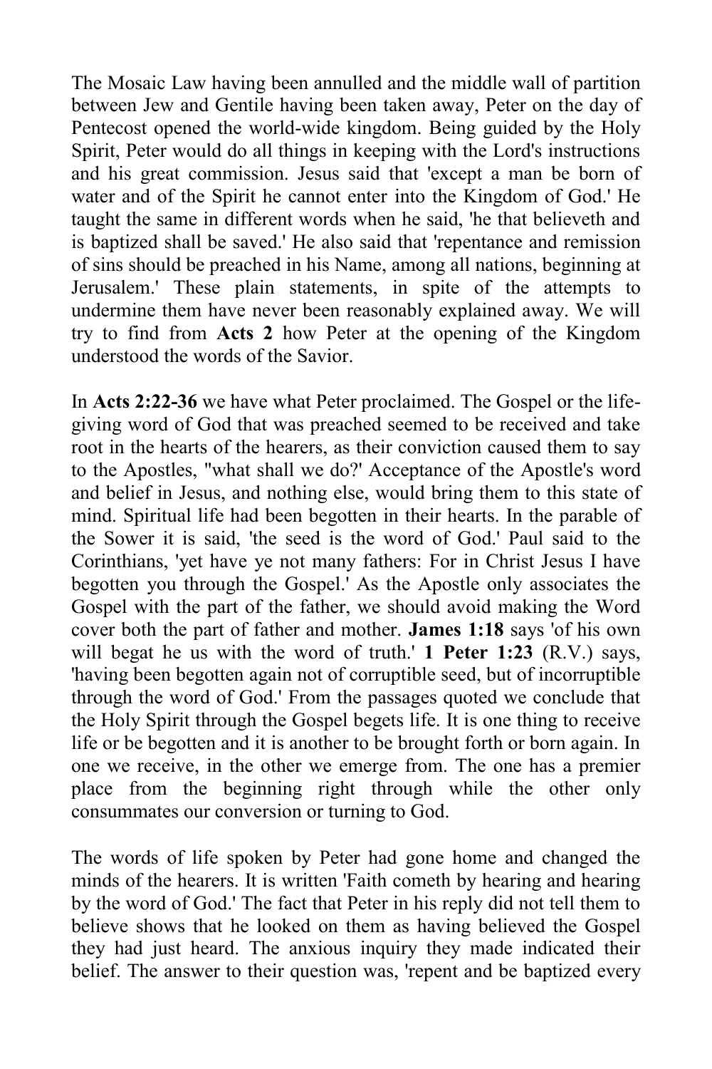The Mosaic Law having been annulled and the middle wall of partition between Jew and Gentile having been taken away, Peter on the day of Pentecost opened the world-wide kingdom. Being guided by the Holy Spirit, Peter would do all things in keeping with the Lord's instructions and his great commission. Jesus said that 'except a man be born of water and of the Spirit he cannot enter into the Kingdom of God.' He taught the same in different words when he said, 'he that believeth and is baptized shall be saved.' He also said that 'repentance and remission of sins should be preached in his Name, among all nations, beginning at Jerusalem.' These plain statements, in spite of the attempts to undermine them have never been reasonably explained away. We will try to find from **Acts 2** how Peter at the opening of the Kingdom understood the words of the Savior.

In **Acts 2:22-36** we have what Peter proclaimed. The Gospel or the life-giving word of God that was preached seemed to be received and take root in the hearts of the hearers, as their conviction caused them to say to the Apostles, "what shall we do?' Acceptance of the Apostle's word and belief in Jesus, and nothing else, would bring them to this state of mind. Spiritual life had been begotten in their hearts. In the parable of the Sower it is said, 'the seed is the word of God.' Paul said to the Corinthians, 'yet have ye not many fathers: For in Christ Jesus I have begotten you through the Gospel.' As the Apostle only associates the Gospel with the part of the father, we should avoid making the Word cover both the part of father and mother. **James 1:18** says 'of his own will begat he us with the word of truth.' **1 Peter 1:23** (R.V.) says, 'having been begotten again not of corruptible seed, but of incorruptible through the word of God.' From the passages quoted we conclude that the Holy Spirit through the Gospel begets life. It is one thing to receive life or be begotten and it is another to be brought forth or born again. In one we receive, in the other we emerge from. The one has a premier place from the beginning right through while the other only consummates our conversion or turning to God.

The words of life spoken by Peter had gone home and changed the minds of the hearers. It is written 'Faith cometh by hearing and hearing by the word of God.' The fact that Peter in his reply did not tell them to believe shows that he looked on them as having believed the Gospel they had just heard. The anxious inquiry they made indicated their belief. The answer to their question was, 'repent and be baptized every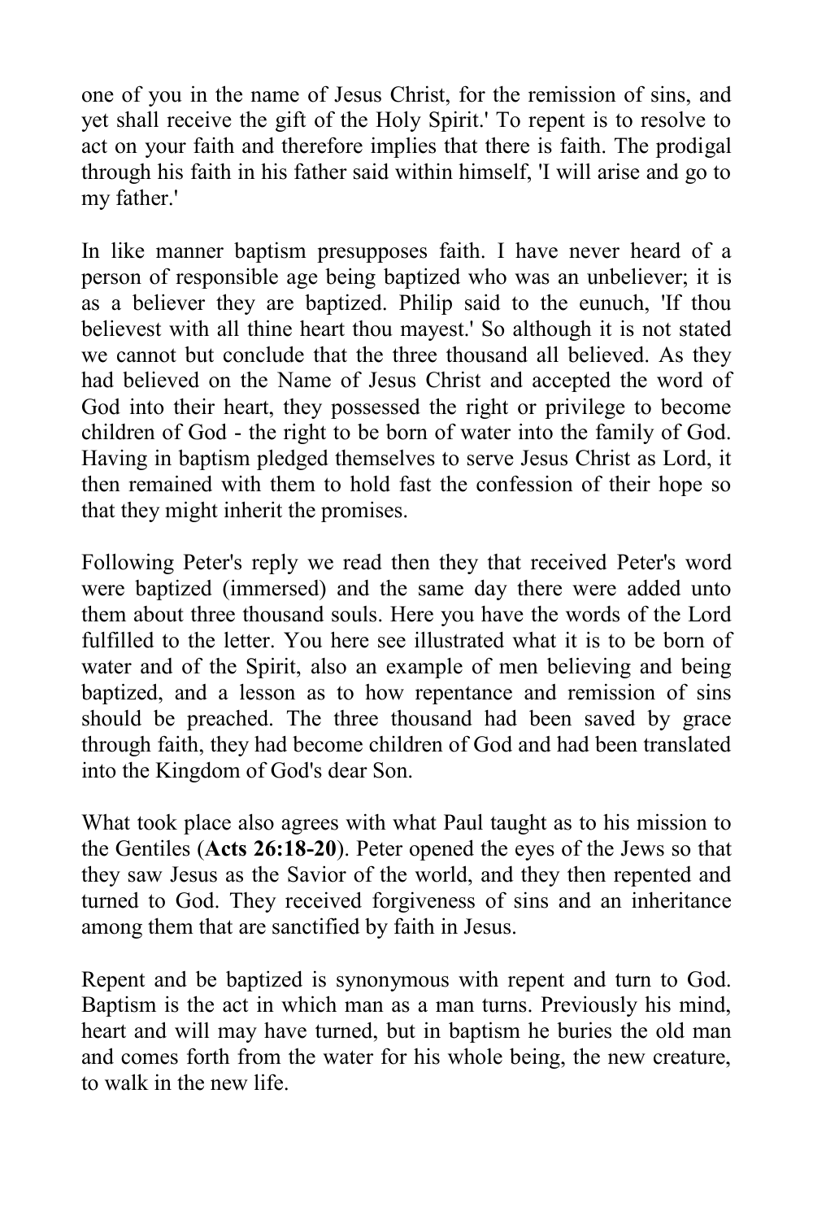one of you in the name of Jesus Christ, for the remission of sins, and yet shall receive the gift of the Holy Spirit.' To repent is to resolve to act on your faith and therefore implies that there is faith. The prodigal through his faith in his father said within himself, 'I will arise and go to my father.'

In like manner baptism presupposes faith. I have never heard of a person of responsible age being baptized who was an unbeliever; it is as a believer they are baptized. Philip said to the eunuch, 'If thou believest with all thine heart thou mayest.' So although it is not stated we cannot but conclude that the three thousand all believed. As they had believed on the Name of Jesus Christ and accepted the word of God into their heart, they possessed the right or privilege to become children of God - the right to be born of water into the family of God. Having in baptism pledged themselves to serve Jesus Christ as Lord, it then remained with them to hold fast the confession of their hope so that they might inherit the promises.

Following Peter's reply we read then they that received Peter's word were baptized (immersed) and the same day there were added unto them about three thousand souls. Here you have the words of the Lord fulfilled to the letter. You here see illustrated what it is to be born of water and of the Spirit, also an example of men believing and being baptized, and a lesson as to how repentance and remission of sins should be preached. The three thousand had been saved by grace through faith, they had become children of God and had been translated into the Kingdom of God's dear Son.

What took place also agrees with what Paul taught as to his mission to the Gentiles (**Acts 26:18-20**). Peter opened the eyes of the Jews so that they saw Jesus as the Savior of the world, and they then repented and turned to God. They received forgiveness of sins and an inheritance among them that are sanctified by faith in Jesus.

Repent and be baptized is synonymous with repent and turn to God. Baptism is the act in which man as a man turns. Previously his mind, heart and will may have turned, but in baptism he buries the old man and comes forth from the water for his whole being, the new creature, to walk in the new life.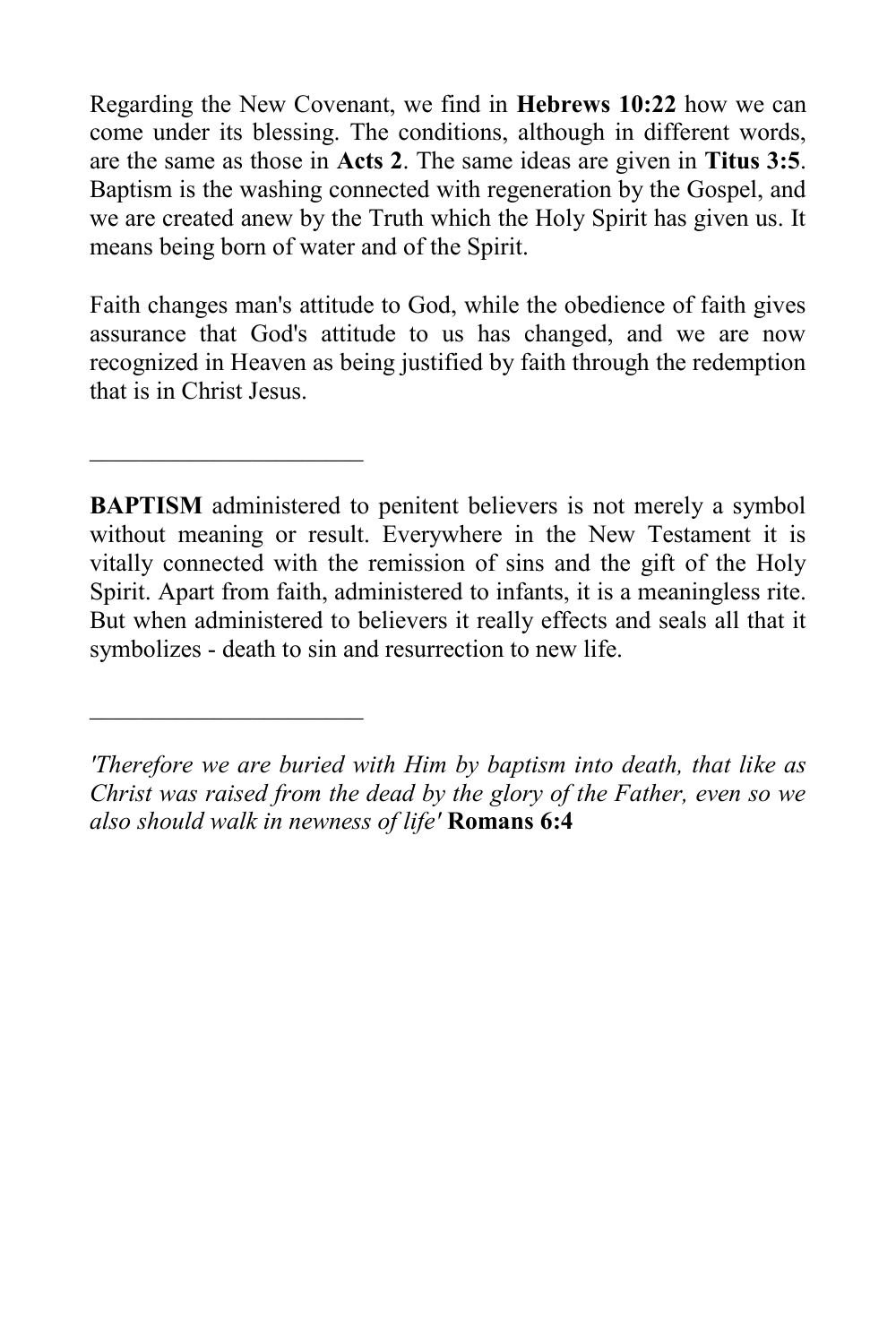Regarding the New Covenant, we find in **Hebrews 10:22** how we can come under its blessing. The conditions, although in different words, are the same as those in **Acts 2**. The same ideas are given in **Titus 3:5**. Baptism is the washing connected with regeneration by the Gospel, and we are created anew by the Truth which the Holy Spirit has given us. It means being born of water and of the Spirit.

Faith changes man's attitude to God, while the obedience of faith gives assurance that God's attitude to us has changed, and we are now recognized in Heaven as being justified by faith through the redemption that is in Christ Jesus.

---

**BAPTISM** administered to penitent believers is not merely a symbol without meaning or result. Everywhere in the New Testament it is vitally connected with the remission of sins and the gift of the Holy Spirit. Apart from faith, administered to infants, it is a meaningless rite. But when administered to believers it really effects and seals all that it symbolizes - death to sin and resurrection to new life.

---

*'Therefore we are buried with Him by baptism into death, that like as Christ was raised from the dead by the glory of the Father, even so we also should walk in newness of life'* **Romans 6:4**